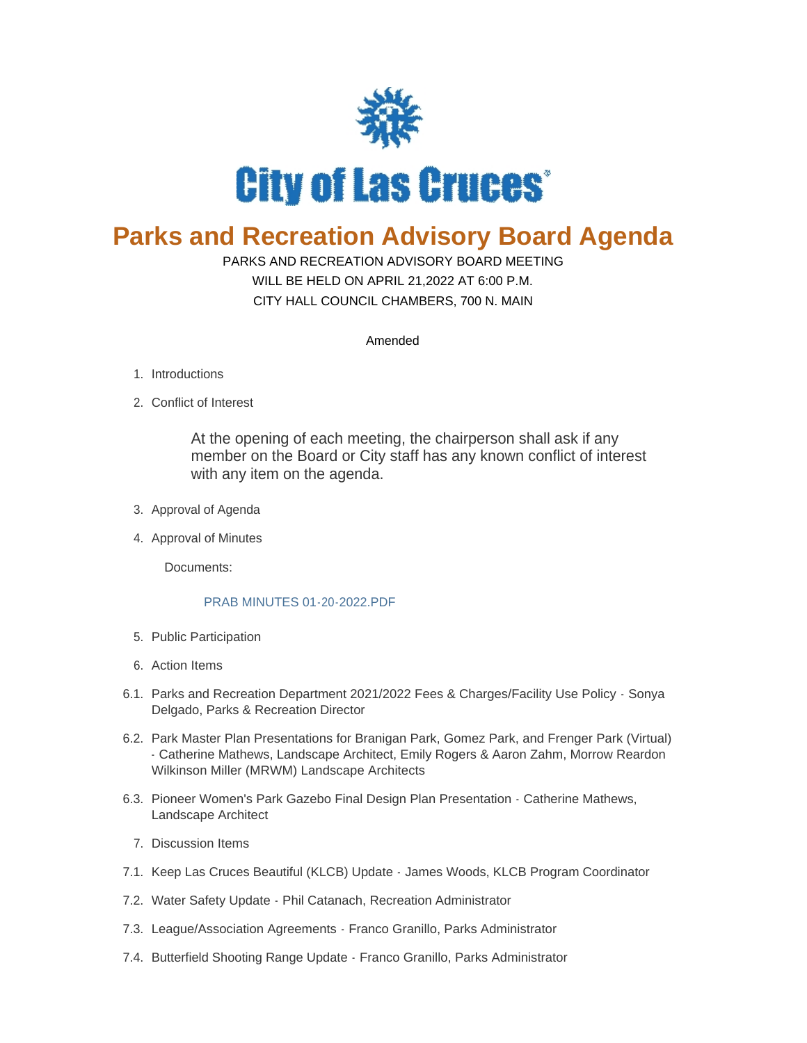City of Las Cruces

# Parks and Recreation Advisory Board Agenda

PARKS AND RECREATION ADVISORY BOARD MEETING
WILL BE HELD ON APRIL 21,2022 AT 6:00 P.M.
CITY HALL COUNCIL CHAMBERS, 700 N. MAIN

Amended

1. Introductions
2. Conflict of Interest

   At the opening of each meeting, the chairperson shall ask if any member on the Board or City staff has any known conflict of interest with any item on the agenda.

3. Approval of Agenda
4. Approval of Minutes

   Documents:

   PRAB MINUTES 01-20-2022.PDF

5. Public Participation
6. Action Items

6.1. Parks and Recreation Department 2021/2022 Fees & Charges/Facility Use Policy - Sonya Delgado, Parks & Recreation Director

6.2. Park Master Plan Presentations for Branigan Park, Gomez Park, and Frenger Park (Virtual) - Catherine Mathews, Landscape Architect, Emily Rogers & Aaron Zahm, Morrow Reardon Wilkinson Miller (MRWM) Landscape Architects

6.3. Pioneer Women's Park Gazebo Final Design Plan Presentation - Catherine Mathews, Landscape Architect

7. Discussion Items

7.1. Keep Las Cruces Beautiful (KLCB) Update - James Woods, KLCB Program Coordinator

7.2. Water Safety Update - Phil Catanach, Recreation Administrator

7.3. League/Association Agreements - Franco Granillo, Parks Administrator

7.4. Butterfield Shooting Range Update - Franco Granillo, Parks Administrator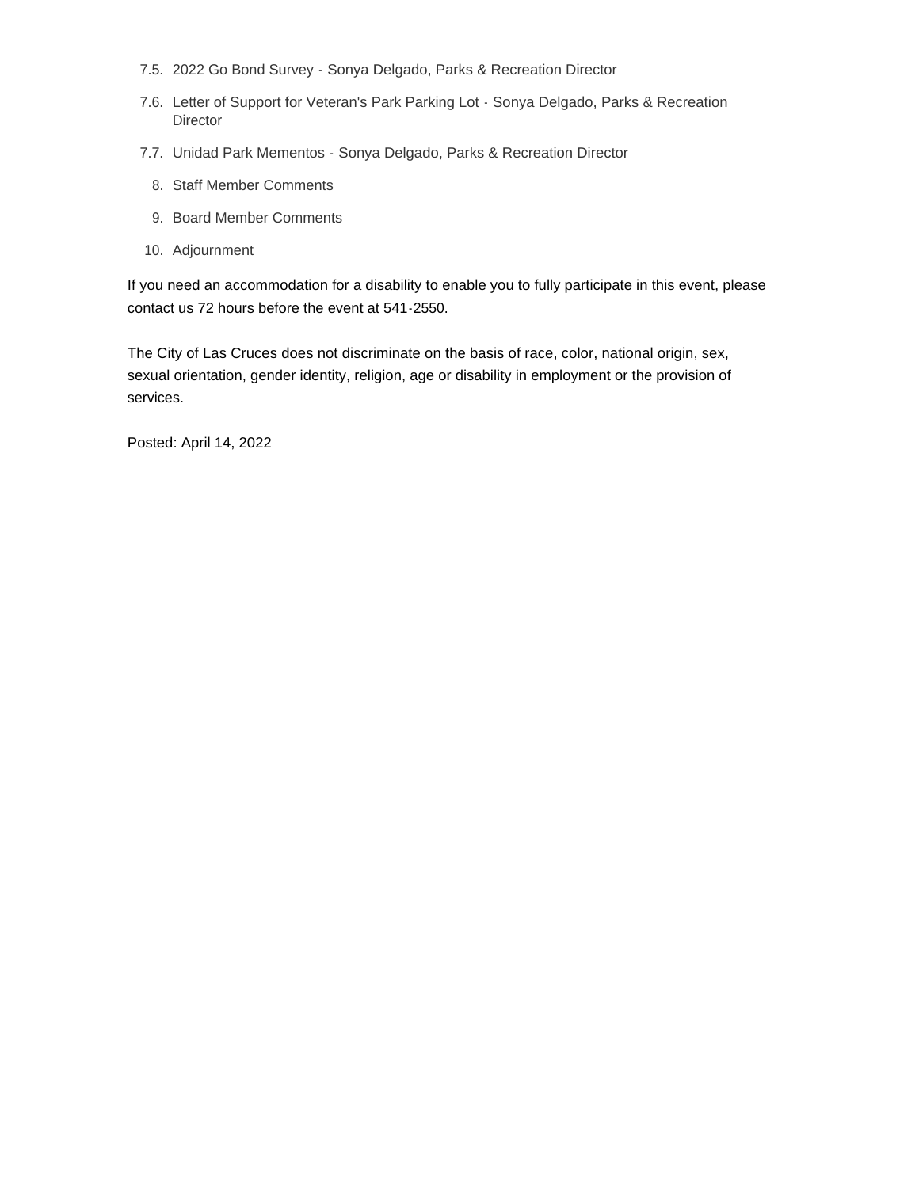7.5. 2022 Go Bond Survey - Sonya Delgado, Parks & Recreation Director

7.6. Letter of Support for Veteran's Park Parking Lot - Sonya Delgado, Parks & Recreation Director

7.7. Unidad Park Mementos - Sonya Delgado, Parks & Recreation Director

8. Staff Member Comments

9. Board Member Comments

10. Adjournment

If you need an accommodation for a disability to enable you to fully participate in this event, please contact us 72 hours before the event at 541-2550.

The City of Las Cruces does not discriminate on the basis of race, color, national origin, sex, sexual orientation, gender identity, religion, age or disability in employment or the provision of services.

Posted: April 14, 2022